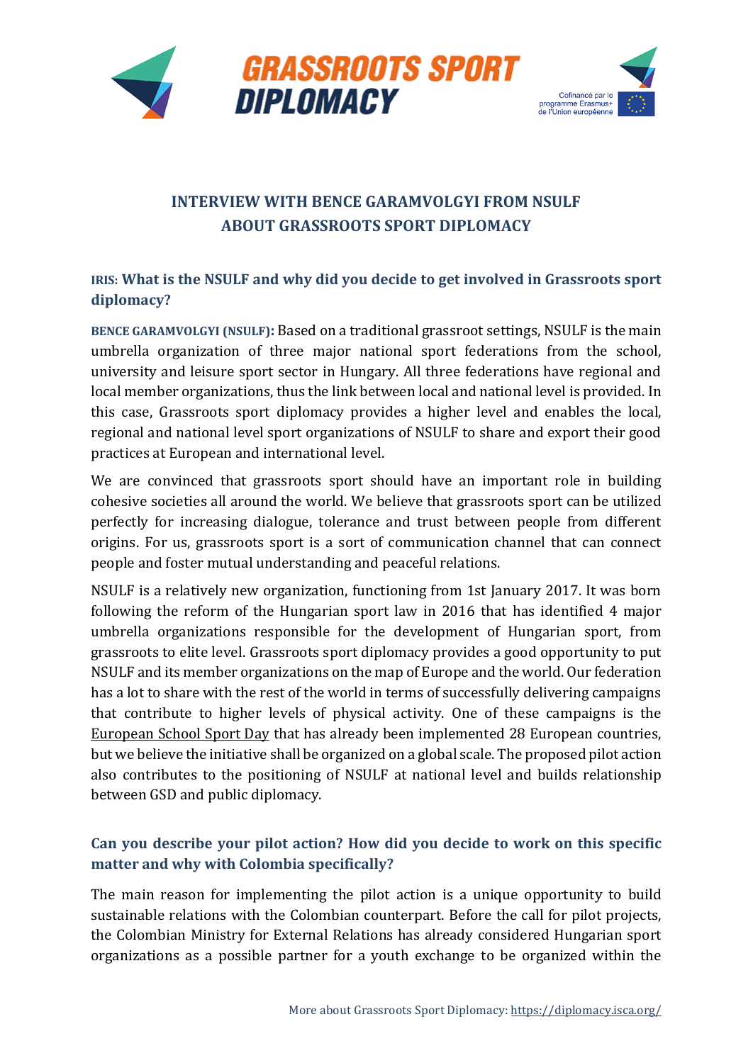# INTERVIEW WITH BENCE GARAMVOLGYI FROM NSULF ABOUT GRASSROOTS SPORT DIPLOMACY

**IRIS: What is the NSULF and why did you decide to get involved in Grassroots sport diplomacy?**

**BENCE GARAMVOLGYI (NSULF):** Based on a traditional grassroot settings, NSULF is the main umbrella organization of three major national sport federations from the school, university and leisure sport sector in Hungary. All three federations have regional and local member organizations, thus the link between local and national level is provided. In this case, Grassroots sport diplomacy provides a higher level and enables the local, regional and national level sport organizations of NSULF to share and export their good practices at European and international level.

We are convinced that grassroots sport should have an important role in building cohesive societies all around the world. We believe that grassroots sport can be utilized perfectly for increasing dialogue, tolerance and trust between people from different origins. For us, grassroots sport is a sort of communication channel that can connect people and foster mutual understanding and peaceful relations.

NSULF is a relatively new organization, functioning from 1st January 2017. It was born following the reform of the Hungarian sport law in 2016 that has identified 4 major umbrella organizations responsible for the development of Hungarian sport, from grassroots to elite level. Grassroots sport diplomacy provides a good opportunity to put NSULF and its member organizations on the map of Europe and the world. Our federation has a lot to share with the rest of the world in terms of successfully delivering campaigns that contribute to higher levels of physical activity. One of these campaigns is the European School Sport Day that has already been implemented 28 European countries, but we believe the initiative shall be organized on a global scale. The proposed pilot action also contributes to the positioning of NSULF at national level and builds relationship between GSD and public diplomacy.

**Can you describe your pilot action? How did you decide to work on this specific matter and why with Colombia specifically?**

The main reason for implementing the pilot action is a unique opportunity to build sustainable relations with the Colombian counterpart. Before the call for pilot projects, the Colombian Ministry for External Relations has already considered Hungarian sport organizations as a possible partner for a youth exchange to be organized within the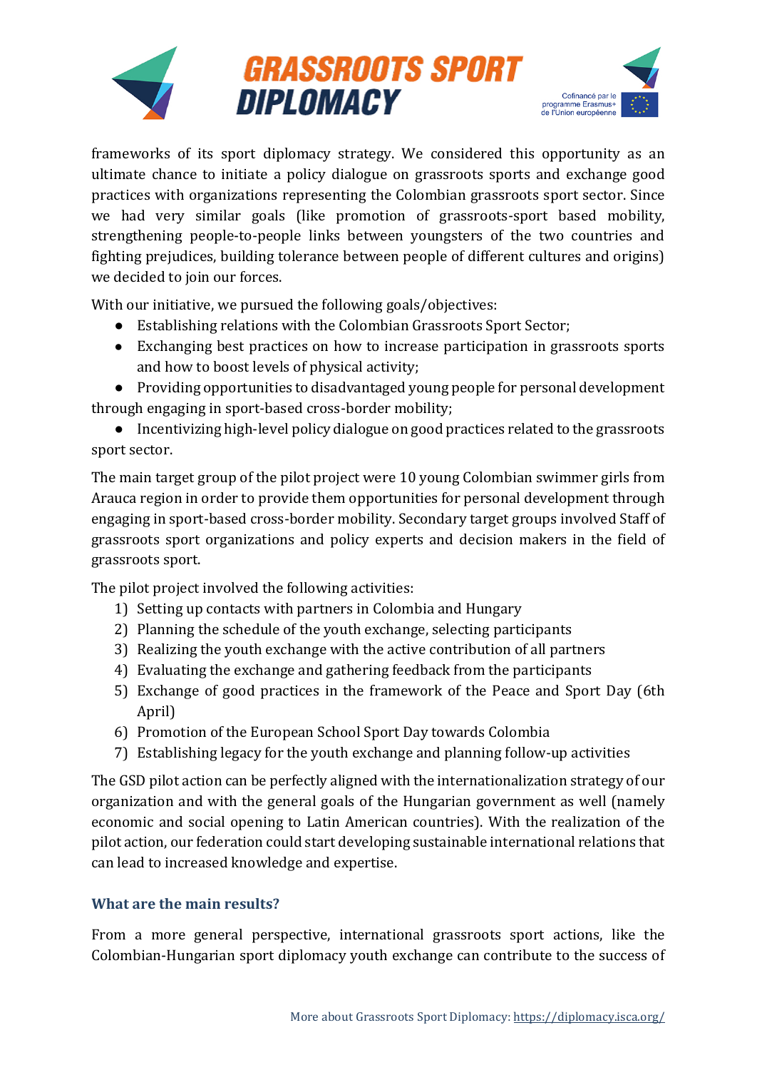frameworks of its sport diplomacy strategy. We considered this opportunity as an ultimate chance to initiate a policy dialogue on grassroots sports and exchange good practices with organizations representing the Colombian grassroots sport sector. Since we had very similar goals (like promotion of grassroots-sport based mobility, strengthening people-to-people links between youngsters of the two countries and fighting prejudices, building tolerance between people of different cultures and origins) we decided to join our forces.

With our initiative, we pursued the following goals/objectives:

- Establishing relations with the Colombian Grassroots Sport Sector;
- Exchanging best practices on how to increase participation in grassroots sports and how to boost levels of physical activity;
- Providing opportunities to disadvantaged young people for personal development through engaging in sport-based cross-border mobility;
- Incentivizing high-level policy dialogue on good practices related to the grassroots sport sector.

The main target group of the pilot project were 10 young Colombian swimmer girls from Arauca region in order to provide them opportunities for personal development through engaging in sport-based cross-border mobility. Secondary target groups involved Staff of grassroots sport organizations and policy experts and decision makers in the field of grassroots sport.

The pilot project involved the following activities:

1) Setting up contacts with partners in Colombia and Hungary
2) Planning the schedule of the youth exchange, selecting participants
3) Realizing the youth exchange with the active contribution of all partners
4) Evaluating the exchange and gathering feedback from the participants
5) Exchange of good practices in the framework of the Peace and Sport Day (6th April)
6) Promotion of the European School Sport Day towards Colombia
7) Establishing legacy for the youth exchange and planning follow-up activities

The GSD pilot action can be perfectly aligned with the internationalization strategy of our organization and with the general goals of the Hungarian government as well (namely economic and social opening to Latin American countries). With the realization of the pilot action, our federation could start developing sustainable international relations that can lead to increased knowledge and expertise.

### What are the main results?

From a more general perspective, international grassroots sport actions, like the Colombian-Hungarian sport diplomacy youth exchange can contribute to the success of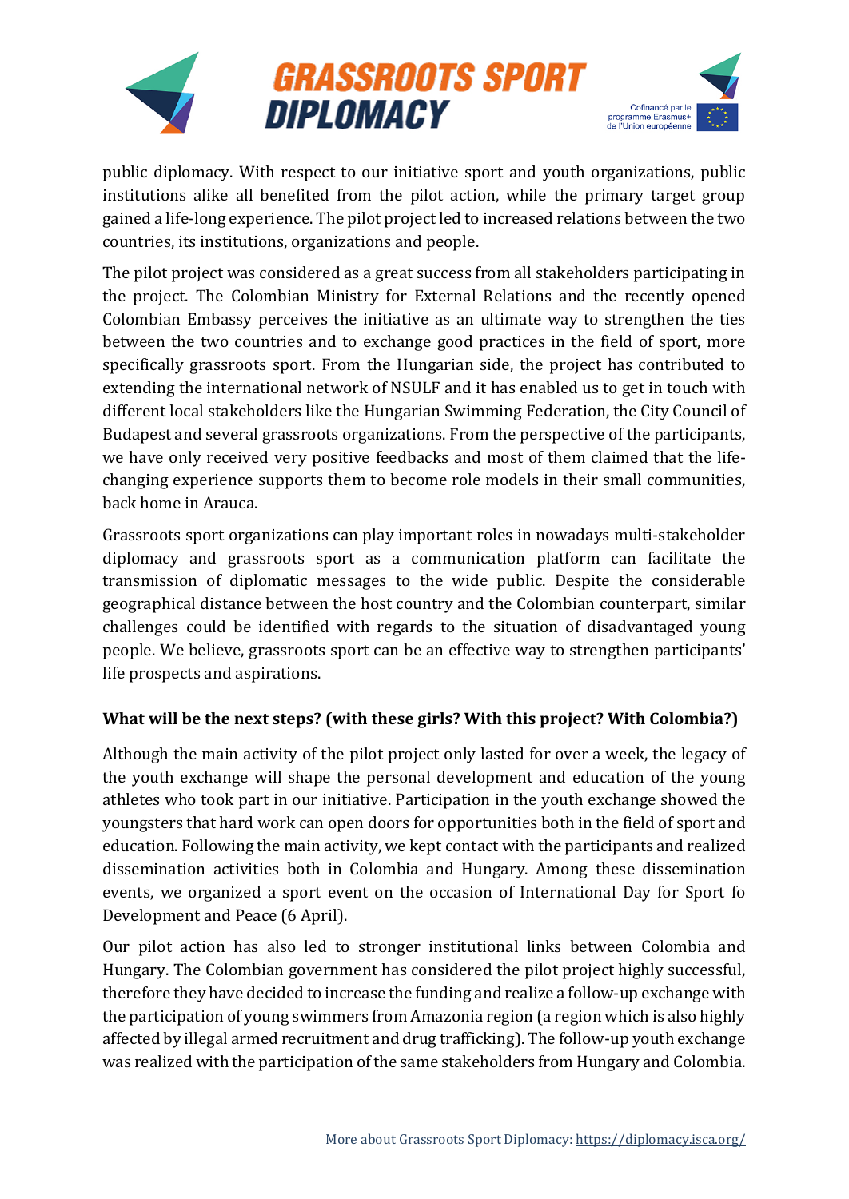public diplomacy. With respect to our initiative sport and youth organizations, public institutions alike all benefited from the pilot action, while the primary target group gained a life-long experience. The pilot project led to increased relations between the two countries, its institutions, organizations and people.

The pilot project was considered as a great success from all stakeholders participating in the project. The Colombian Ministry for External Relations and the recently opened Colombian Embassy perceives the initiative as an ultimate way to strengthen the ties between the two countries and to exchange good practices in the field of sport, more specifically grassroots sport. From the Hungarian side, the project has contributed to extending the international network of NSULF and it has enabled us to get in touch with different local stakeholders like the Hungarian Swimming Federation, the City Council of Budapest and several grassroots organizations. From the perspective of the participants, we have only received very positive feedbacks and most of them claimed that the life-changing experience supports them to become role models in their small communities, back home in Arauca.

Grassroots sport organizations can play important roles in nowadays multi-stakeholder diplomacy and grassroots sport as a communication platform can facilitate the transmission of diplomatic messages to the wide public. Despite the considerable geographical distance between the host country and the Colombian counterpart, similar challenges could be identified with regards to the situation of disadvantaged young people. We believe, grassroots sport can be an effective way to strengthen participants' life prospects and aspirations.

**What will be the next steps? (with these girls? With this project? With Colombia?)**

Although the main activity of the pilot project only lasted for over a week, the legacy of the youth exchange will shape the personal development and education of the young athletes who took part in our initiative. Participation in the youth exchange showed the youngsters that hard work can open doors for opportunities both in the field of sport and education. Following the main activity, we kept contact with the participants and realized dissemination activities both in Colombia and Hungary. Among these dissemination events, we organized a sport event on the occasion of International Day for Sport fo Development and Peace (6 April).

Our pilot action has also led to stronger institutional links between Colombia and Hungary. The Colombian government has considered the pilot project highly successful, therefore they have decided to increase the funding and realize a follow-up exchange with the participation of young swimmers from Amazonia region (a region which is also highly affected by illegal armed recruitment and drug trafficking). The follow-up youth exchange was realized with the participation of the same stakeholders from Hungary and Colombia.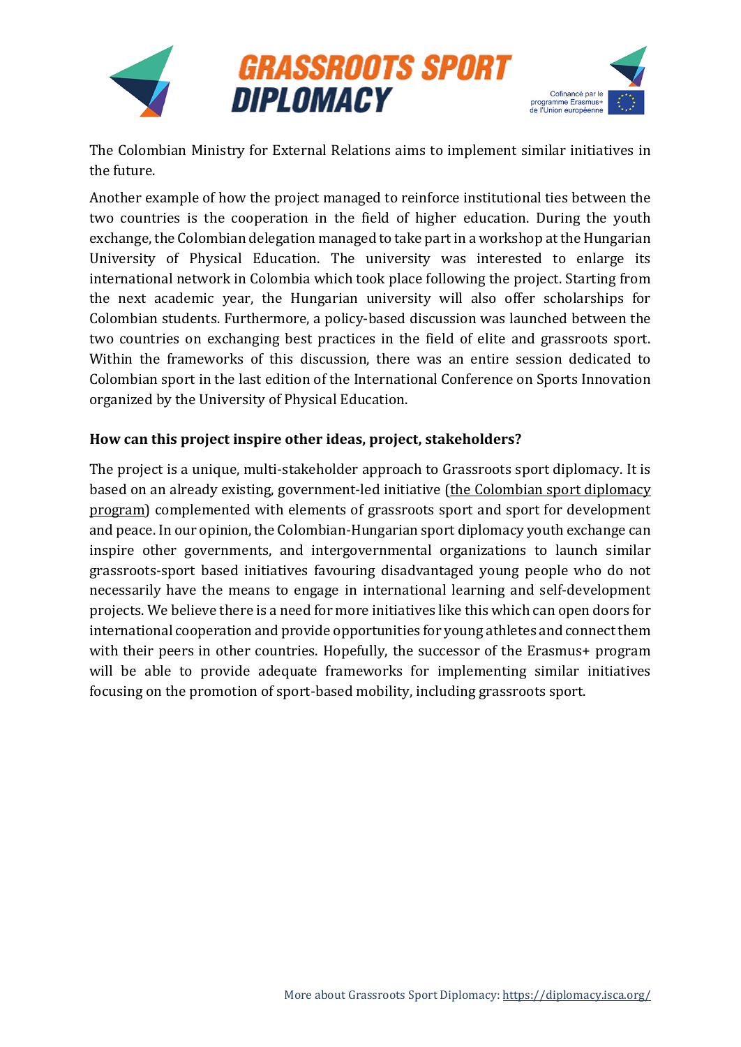The Colombian Ministry for External Relations aims to implement similar initiatives in the future.

Another example of how the project managed to reinforce institutional ties between the two countries is the cooperation in the field of higher education. During the youth exchange, the Colombian delegation managed to take part in a workshop at the Hungarian University of Physical Education. The university was interested to enlarge its international network in Colombia which took place following the project. Starting from the next academic year, the Hungarian university will also offer scholarships for Colombian students. Furthermore, a policy-based discussion was launched between the two countries on exchanging best practices in the field of elite and grassroots sport. Within the frameworks of this discussion, there was an entire session dedicated to Colombian sport in the last edition of the International Conference on Sports Innovation organized by the University of Physical Education.

### How can this project inspire other ideas, project, stakeholders?

The project is a unique, multi-stakeholder approach to Grassroots sport diplomacy. It is based on an already existing, government-led initiative (the Colombian sport diplomacy program) complemented with elements of grassroots sport and sport for development and peace. In our opinion, the Colombian-Hungarian sport diplomacy youth exchange can inspire other governments, and intergovernmental organizations to launch similar grassroots-sport based initiatives favouring disadvantaged young people who do not necessarily have the means to engage in international learning and self-development projects. We believe there is a need for more initiatives like this which can open doors for international cooperation and provide opportunities for young athletes and connect them with their peers in other countries. Hopefully, the successor of the Erasmus+ program will be able to provide adequate frameworks for implementing similar initiatives focusing on the promotion of sport-based mobility, including grassroots sport.